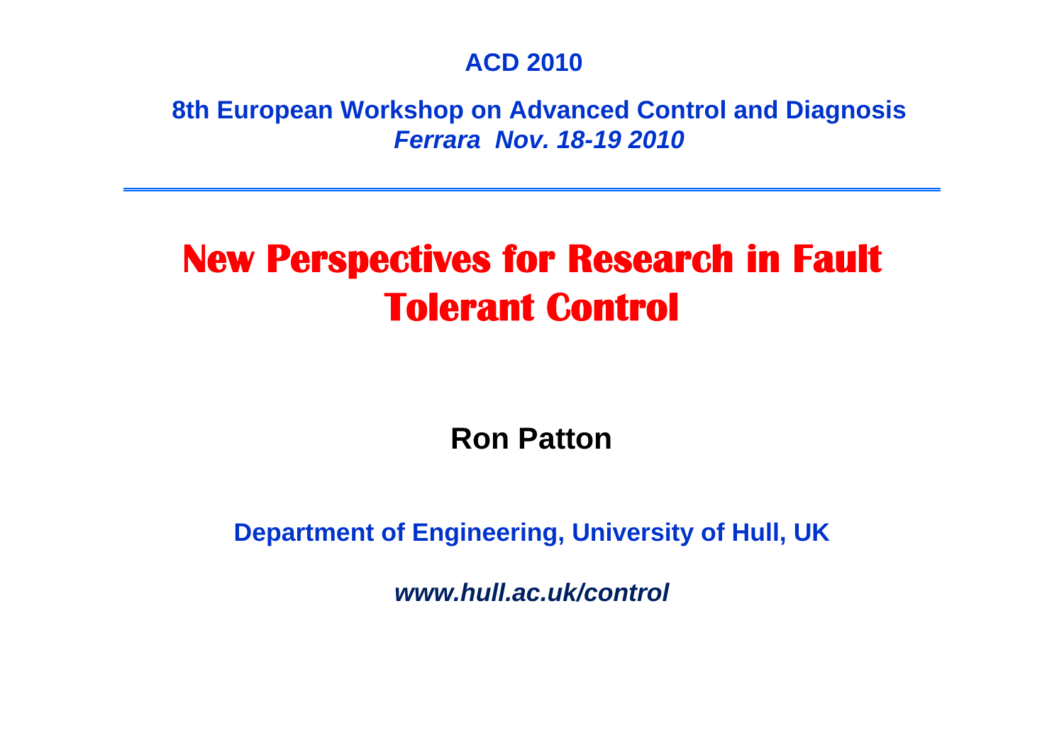**ACD 2010**

**8th European Workshop on Advanced Control and Diagnosis**
***Ferrara Nov. 18-19 2010***

---

# New Perspectives for Research in Fault Tolerant Control

**Ron Patton**

**Department of Engineering, University of Hull, UK**

***www.hull.ac.uk/control***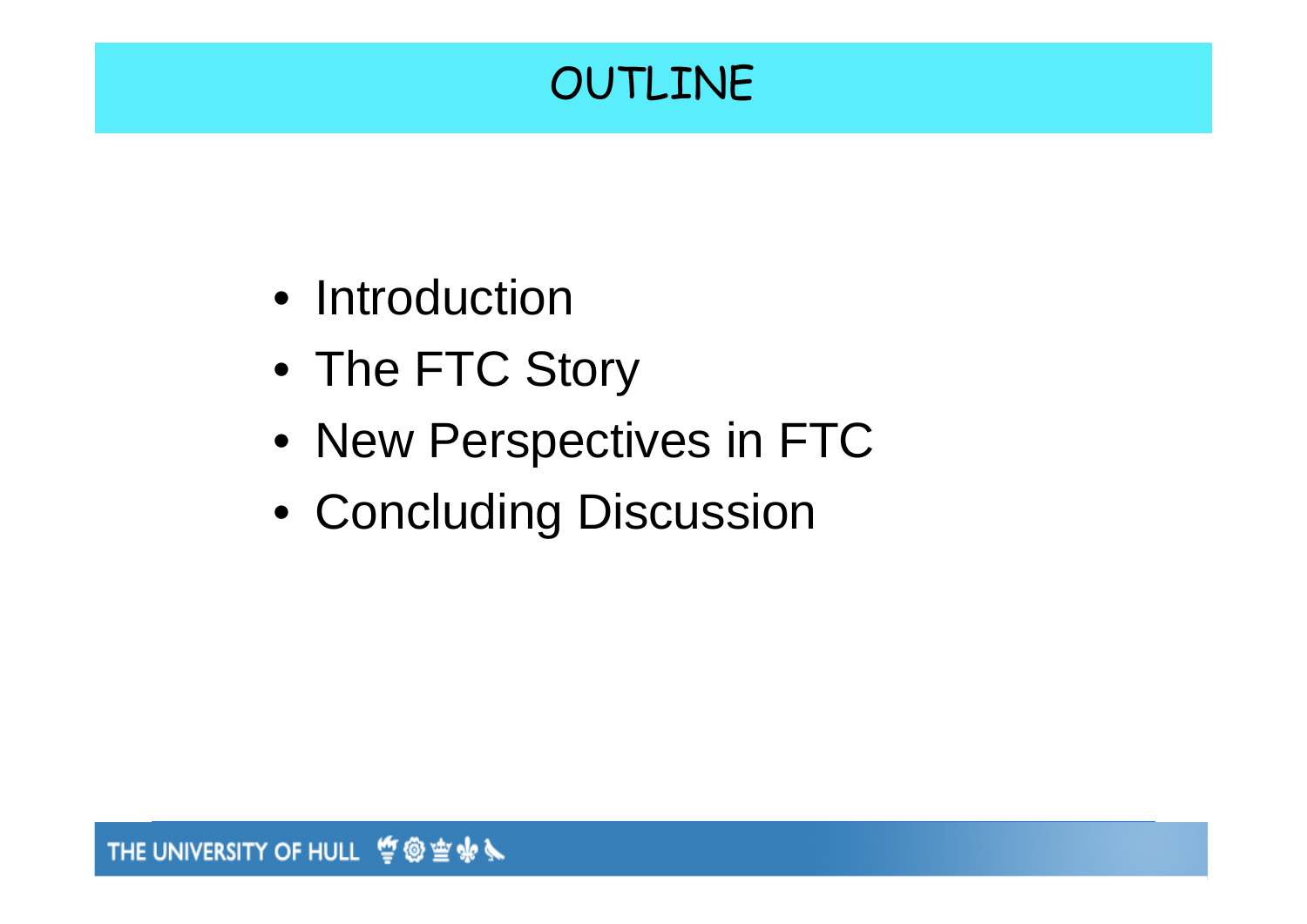# OUTLINE

- Introduction
- The FTC Story
- New Perspectives in FTC
- Concluding Discussion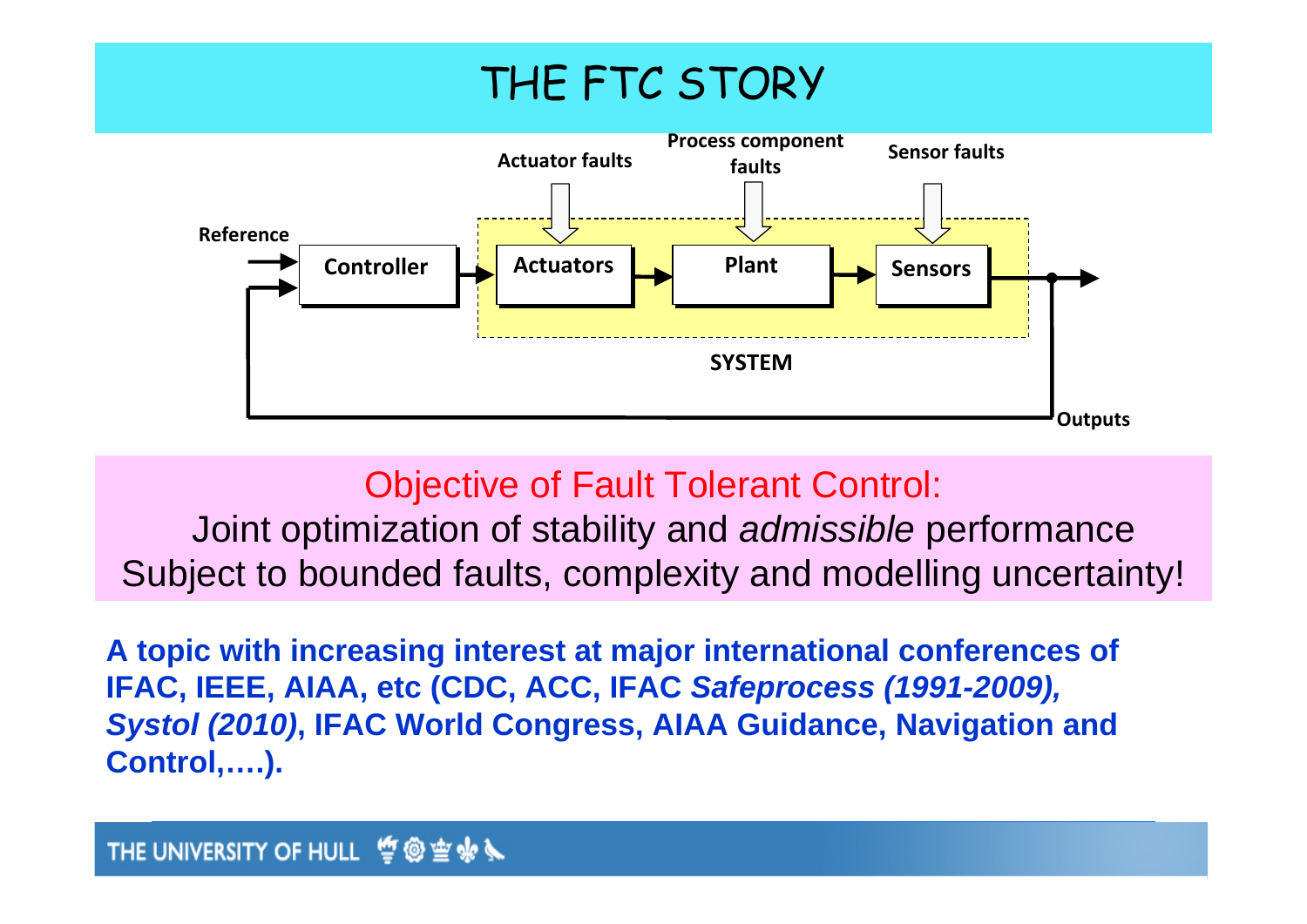# THE FTC STORY

Actuator faults | Process component faults | Sensor faults

Reference → Controller → Actuators → Plant → Sensors → Outputs

SYSTEM

Objective of Fault Tolerant Control:

Joint optimization of stability and *admissible* performance
Subject to bounded faults, complexity and modelling uncertainty!

**A topic with increasing interest at major international conferences of IFAC, IEEE, AIAA, etc (CDC, ACC, IFAC *Safeprocess (1991-2009), Systol (2010)*, IFAC World Congress, AIAA Guidance, Navigation and Control,….).**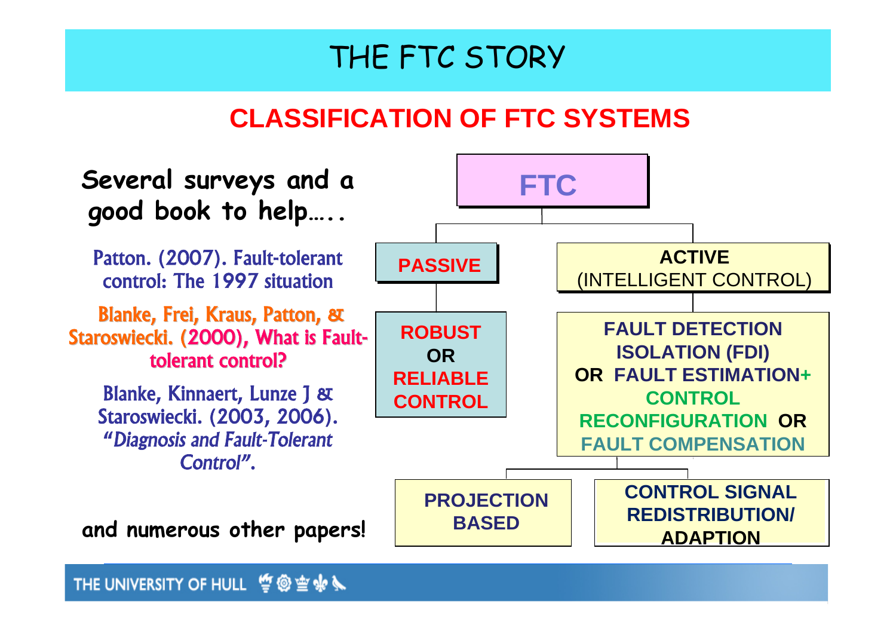# THE FTC STORY

## CLASSIFICATION OF FTC SYSTEMS

**Several surveys and a good book to help…..**

Patton. (2007). Fault-tolerant control: The 1997 situation

Blanke, Frei, Kraus, Patton, & Staroswiecki. (2000), What is Fault-tolerant control?

Blanke, Kinnaert, Lunze J & Staroswiecki. (2003, 2006). *"Diagnosis and Fault-Tolerant Control"*.

**and numerous other papers!**

- **FTC**
  - **PASSIVE**
    - **ROBUST OR RELIABLE CONTROL**
  - **ACTIVE** (INTELLIGENT CONTROL)
    - **FAULT DETECTION ISOLATION (FDI) OR FAULT ESTIMATION+ CONTROL RECONFIGURATION OR FAULT COMPENSATION**
      - **PROJECTION BASED**
      - **CONTROL SIGNAL REDISTRIBUTION/ ADAPTION**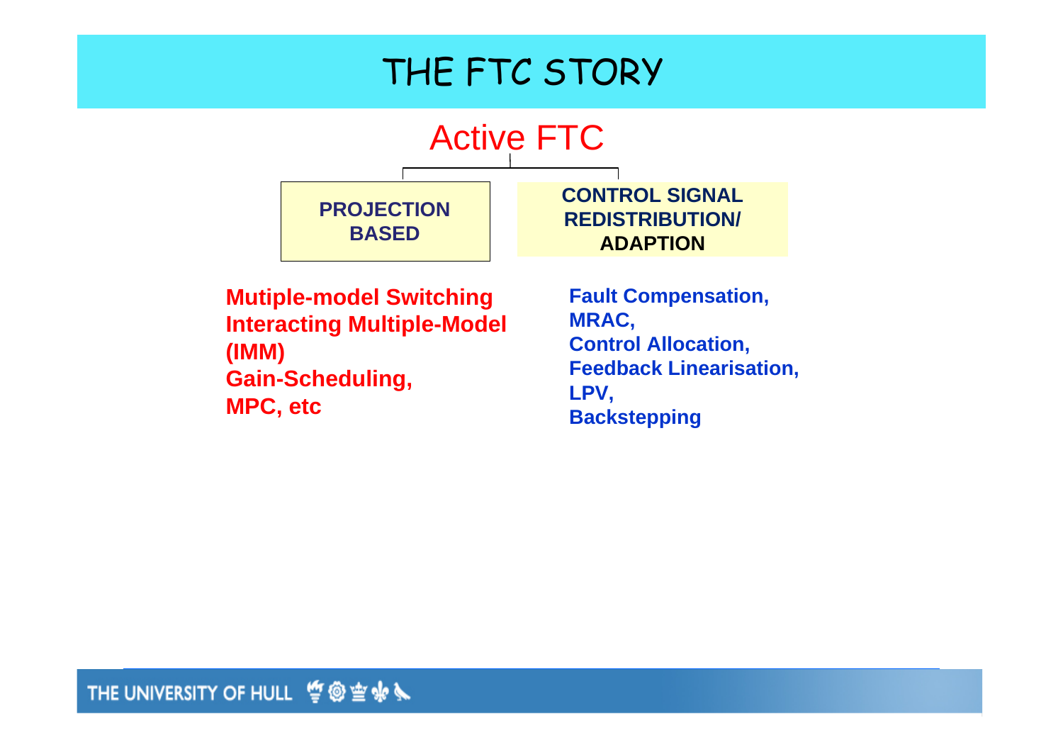# THE FTC STORY

## Active FTC

**PROJECTION BASED**

**Mutiple-model Switching**
**Interacting Multiple-Model (IMM)**
**Gain-Scheduling,**
**MPC, etc**

**CONTROL SIGNAL REDISTRIBUTION/ ADAPTION**

**Fault Compensation,**
**MRAC,**
**Control Allocation,**
**Feedback Linearisation,**
**LPV,**
**Backstepping**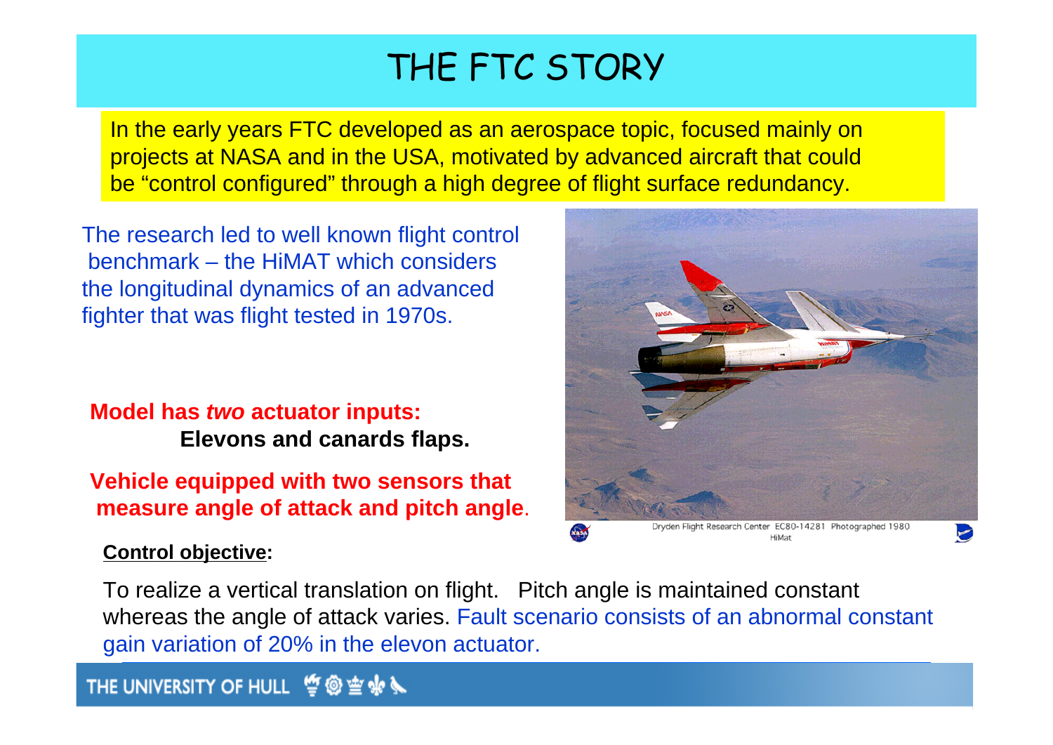# THE FTC STORY

In the early years FTC developed as an aerospace topic, focused mainly on projects at NASA and in the USA, motivated by advanced aircraft that could be "control configured" through a high degree of flight surface redundancy.

The research led to well known flight control benchmark – the HiMAT which considers the longitudinal dynamics of an advanced fighter that was flight tested in 1970s.

**Model has *two* actuator inputs:**
**Elevons and canards flaps.**

**Vehicle equipped with two sensors that measure angle of attack and pitch angle.**

Dryden Flight Research Center EC80-14281 Photographed 1980
HiMat

**Control objective:**

To realize a vertical translation on flight. Pitch angle is maintained constant whereas the angle of attack varies. Fault scenario consists of an abnormal constant gain variation of 20% in the elevon actuator.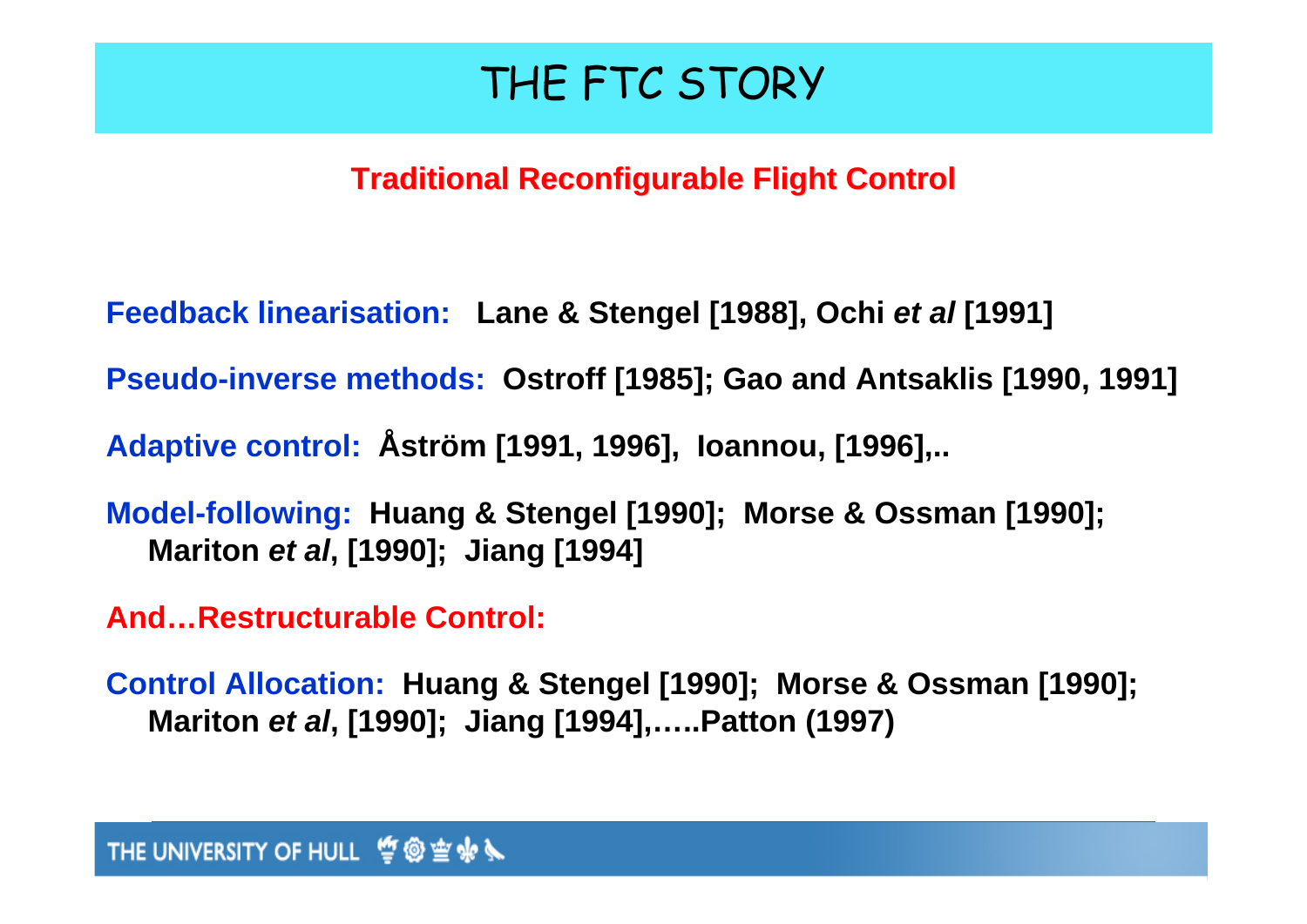# THE FTC STORY

## Traditional Reconfigurable Flight Control

**Feedback linearisation:** **Lane & Stengel [1988], Ochi *et al* [1991]**

**Pseudo-inverse methods:** **Ostroff [1985]; Gao and Antsaklis [1990, 1991]**

**Adaptive control:** **Åström [1991, 1996], Ioannou, [1996],..**

**Model-following:** **Huang & Stengel [1990]; Morse & Ossman [1990]; Mariton *et al*, [1990]; Jiang [1994]**

**And…Restructurable Control:**

**Control Allocation:** **Huang & Stengel [1990]; Morse & Ossman [1990]; Mariton *et al*, [1990]; Jiang [1994],…..Patton (1997)**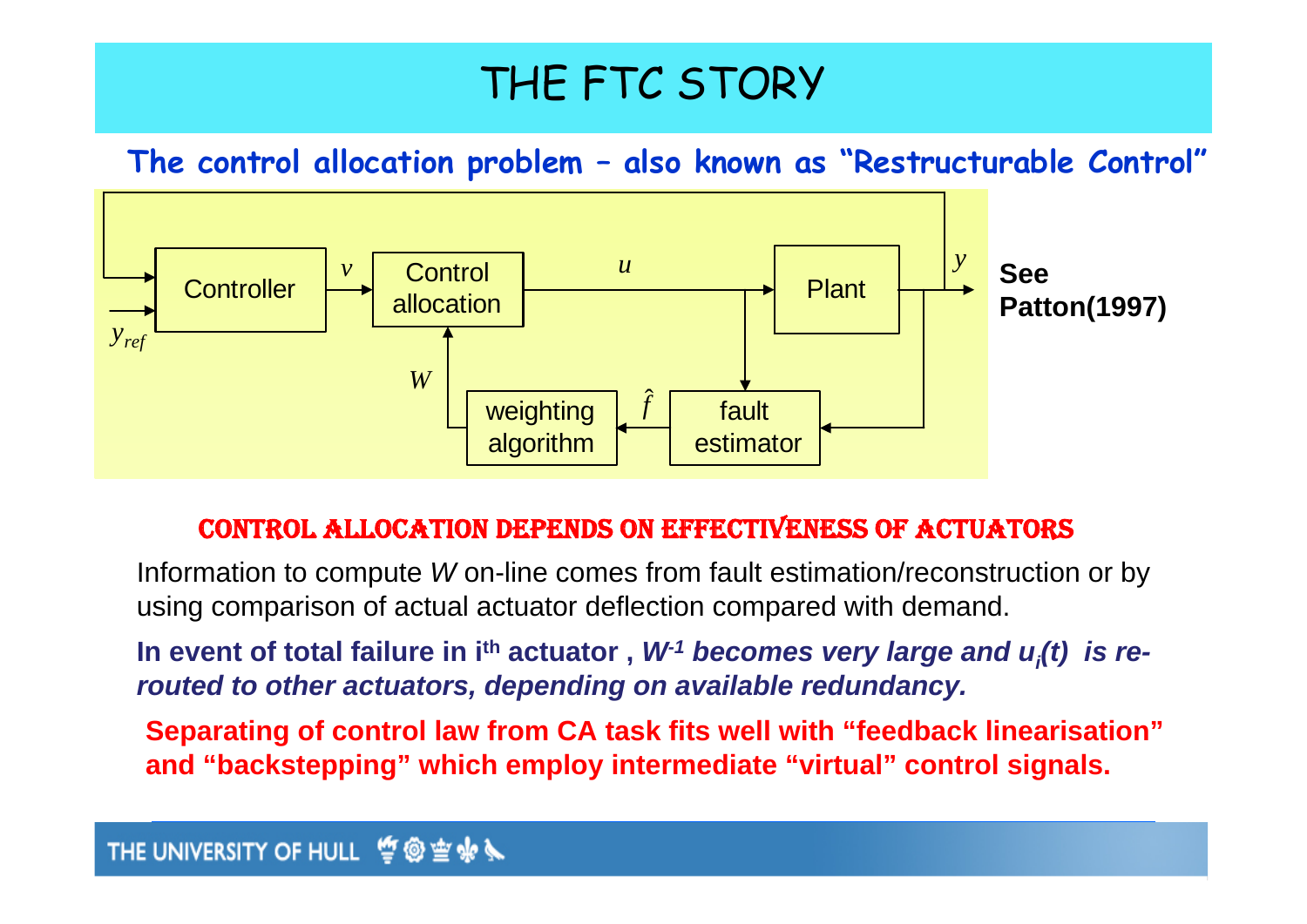# THE FTC STORY

## The control allocation problem – also known as "Restructurable Control"

Controller → $v$ → Control allocation → $u$ → Plant → $y$

$y_{ref}$ → Controller

fault estimator → $\hat{f}$ → weighting algorithm → $W$ → Control allocation

**See Patton(1997)**

### CONTROL ALLOCATION DEPENDS ON EFFECTIVENESS OF ACTUATORS

Information to compute *W* on-line comes from fault estimation/reconstruction or by using comparison of actual actuator deflection compared with demand.

**In event of total failure in $i^{th}$ actuator , *$W^{-1}$ becomes very large and $u_i(t)$ is re-routed to other actuators, depending on available redundancy.***

**Separating of control law from CA task fits well with "feedback linearisation" and "backstepping" which employ intermediate "virtual" control signals.**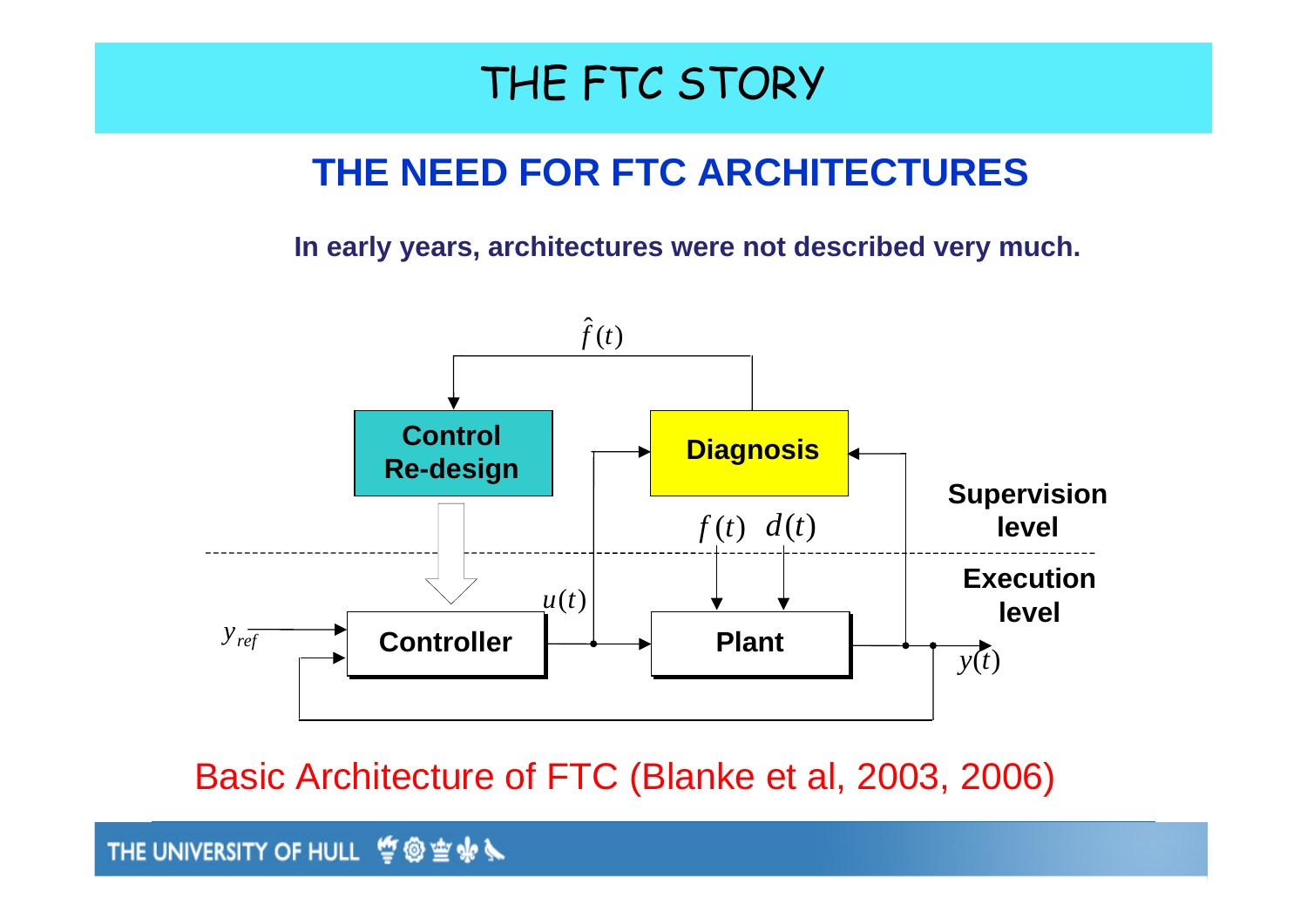# THE FTC STORY

## THE NEED FOR FTC ARCHITECTURES

**In early years, architectures were not described very much.**

$\hat{f}(t)$

**Control Re-design**

**Diagnosis**

$f(t)$ $d(t)$

**Supervision level**

**Execution level**

$u(t)$

$y_{ref}$

**Controller**

**Plant**

$y(t)$

Basic Architecture of FTC (Blanke et al, 2003, 2006)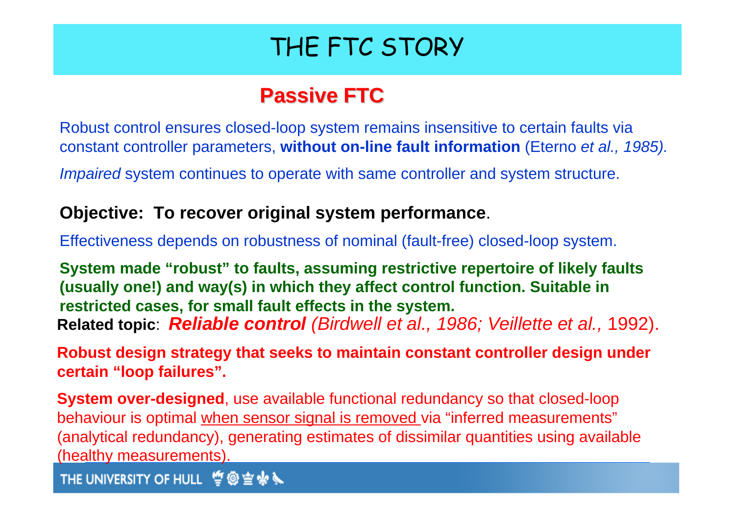# THE FTC STORY

## Passive FTC

Robust control ensures closed-loop system remains insensitive to certain faults via constant controller parameters, **without on-line fault information** (Eterno *et al., 1985).*

*Impaired* system continues to operate with same controller and system structure.

**Objective: To recover original system performance**.

Effectiveness depends on robustness of nominal (fault-free) closed-loop system.

**System made "robust" to faults, assuming restrictive repertoire of likely faults (usually one!) and way(s) in which they affect control function. Suitable in restricted cases, for small fault effects in the system.**

**Related topic**: ***Reliable control*** *(Birdwell et al., 1986; Veillette et al.,* 1992).

**Robust design strategy that seeks to maintain constant controller design under certain "loop failures".**

**System over-designed**, use available functional redundancy so that closed-loop behaviour is optimal <u>when sensor signal is removed</u> via "inferred measurements" (analytical redundancy), generating estimates of dissimilar quantities using available (healthy measurements).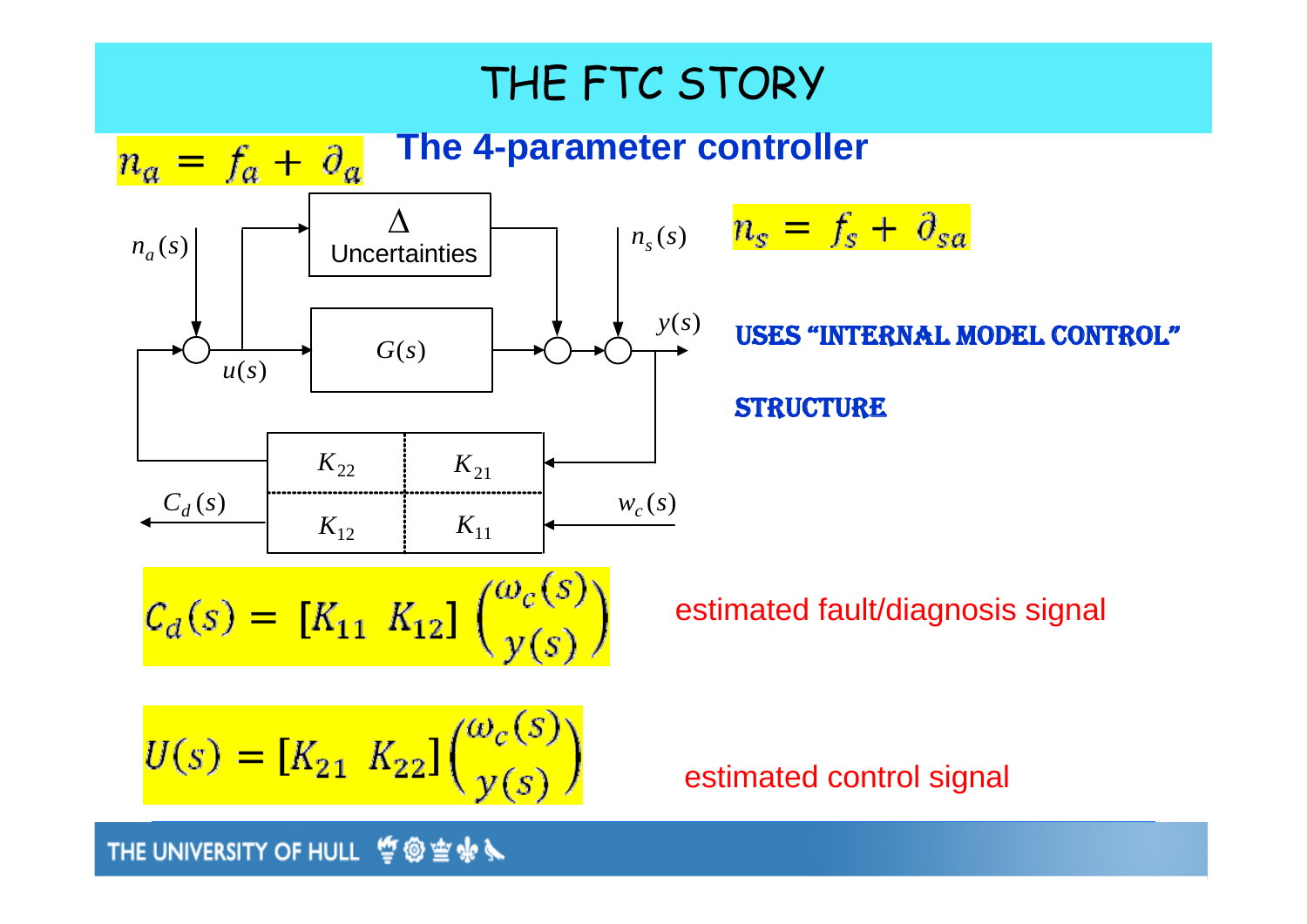# THE FTC STORY

## The 4-parameter controller

$n_a = f_a + \partial_a$

$n_s = f_s + \partial_{sa}$

Δ Uncertainties

$G(s)$

$n_a(s)$, $u(s)$, $n_s(s)$, $y(s)$, $C_d(s)$, $w_c(s)$

| $K_{22}$ | $K_{21}$ |
|---|---|
| $K_{12}$ | $K_{11}$ |

**USES "INTERNAL MODEL CONTROL" STRUCTURE**

$$C_d(s) = [K_{11}\ \ K_{12}]\begin{pmatrix}\omega_c(s)\\ y(s)\end{pmatrix}$$

estimated fault/diagnosis signal

$$U(s) = [K_{21}\ \ K_{22}]\begin{pmatrix}\omega_c(s)\\ y(s)\end{pmatrix}$$

estimated control signal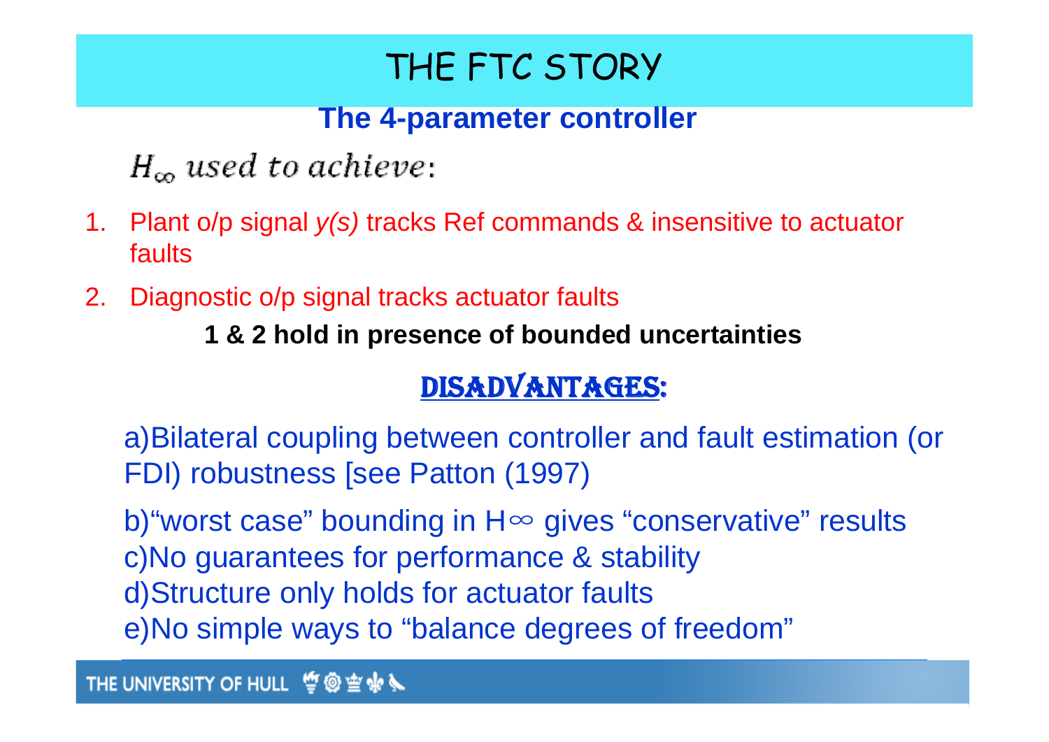# THE FTC STORY

## The 4-parameter controller

$H_\infty$ *used to achieve*:

1. Plant o/p signal *y(s)* tracks Ref commands & insensitive to actuator faults
2. Diagnostic o/p signal tracks actuator faults

**1 & 2 hold in presence of bounded uncertainties**

## DISADVANTAGES:

a)Bilateral coupling between controller and fault estimation (or FDI) robustness [see Patton (1997)

b)"worst case" bounding in $H\infty$ gives "conservative" results
c)No guarantees for performance & stability
d)Structure only holds for actuator faults
e)No simple ways to "balance degrees of freedom"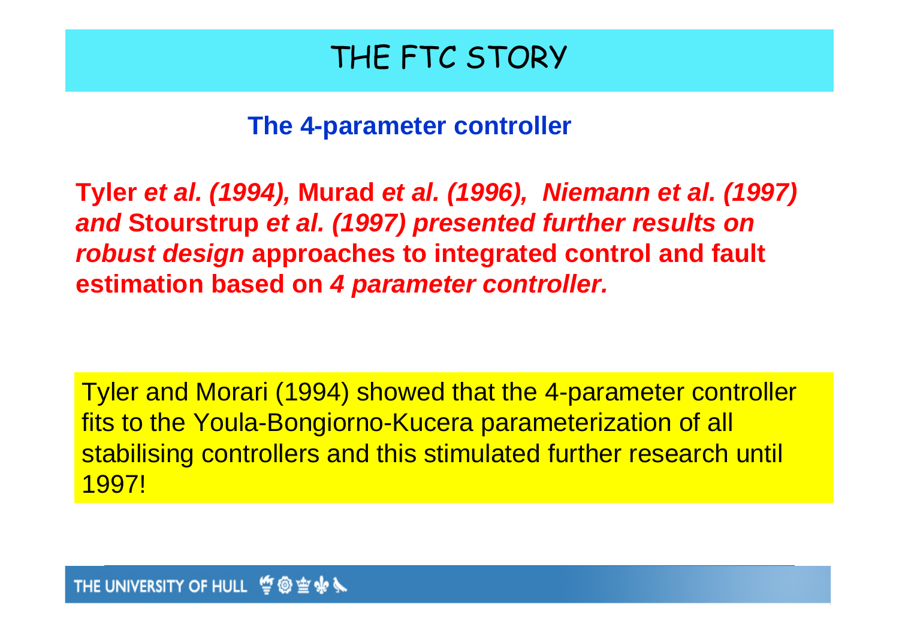# THE FTC STORY

## The 4-parameter controller

**Tyler *et al. (1994),* Murad *et al. (1996), Niemann et al. (1997) and* Stourstrup *et al. (1997) presented further results on robust design* approaches to integrated control and fault estimation based on *4 parameter controller.***

Tyler and Morari (1994) showed that the 4-parameter controller fits to the Youla-Bongiorno-Kucera parameterization of all stabilising controllers and this stimulated further research until 1997!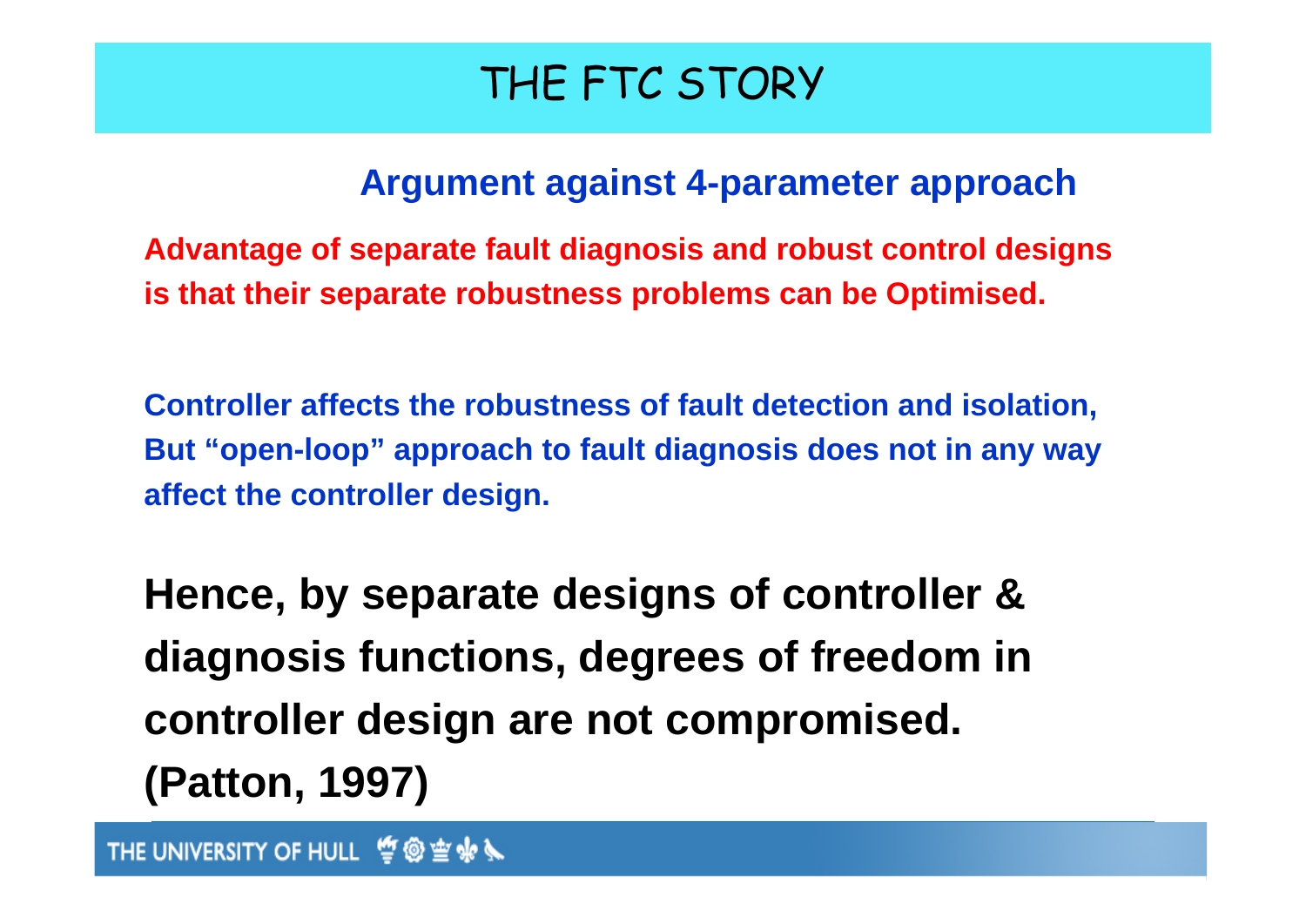# THE FTC STORY

## Argument against 4-parameter approach

**Advantage of separate fault diagnosis and robust control designs is that their separate robustness problems can be Optimised.**

**Controller affects the robustness of fault detection and isolation, But "open-loop" approach to fault diagnosis does not in any way affect the controller design.**

**Hence, by separate designs of controller & diagnosis functions, degrees of freedom in controller design are not compromised. (Patton, 1997)**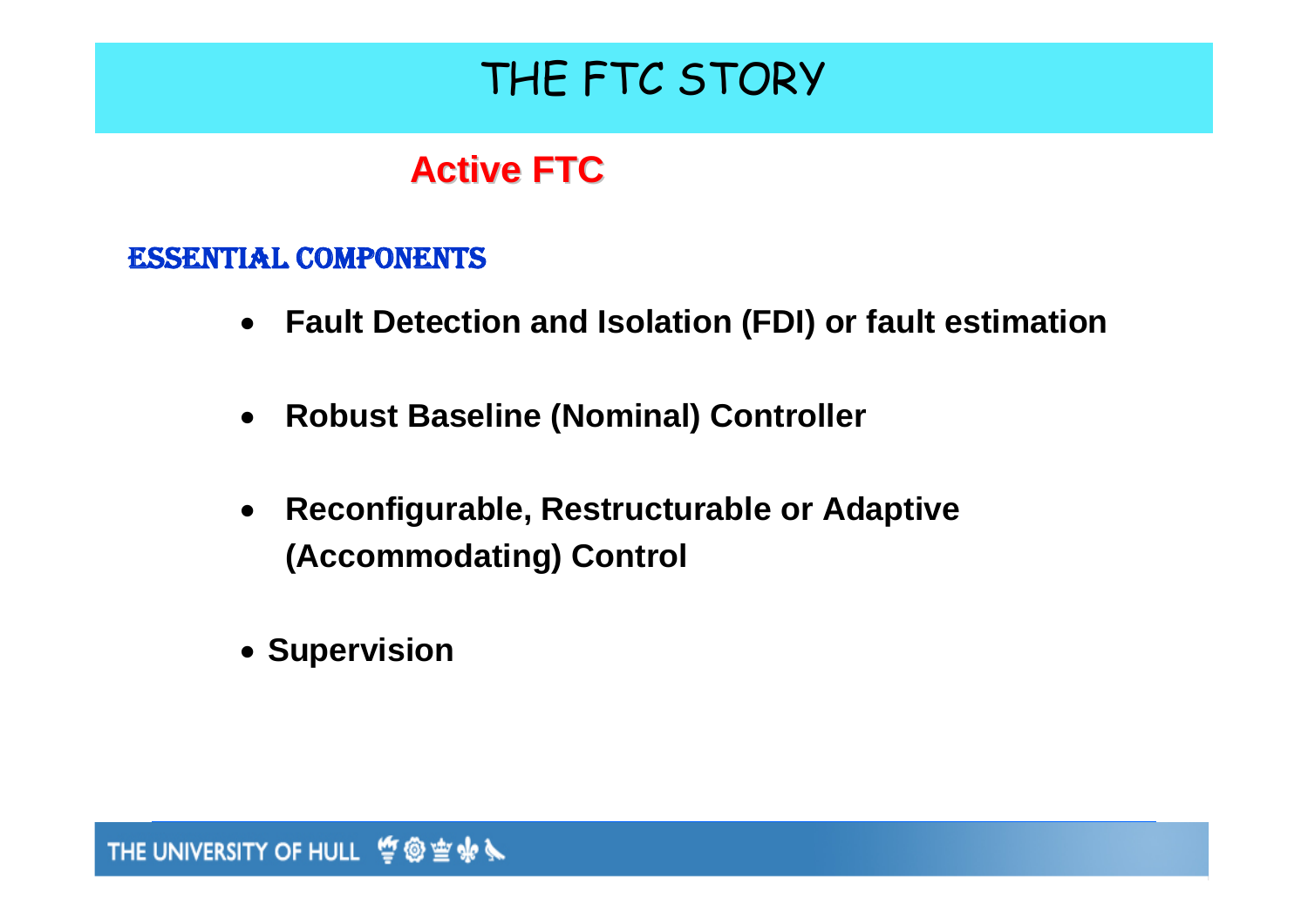# THE FTC STORY

## Active FTC

### ESSENTIAL COMPONENTS

- **Fault Detection and Isolation (FDI) or fault estimation**
- **Robust Baseline (Nominal) Controller**
- **Reconfigurable, Restructurable or Adaptive (Accommodating) Control**
- **Supervision**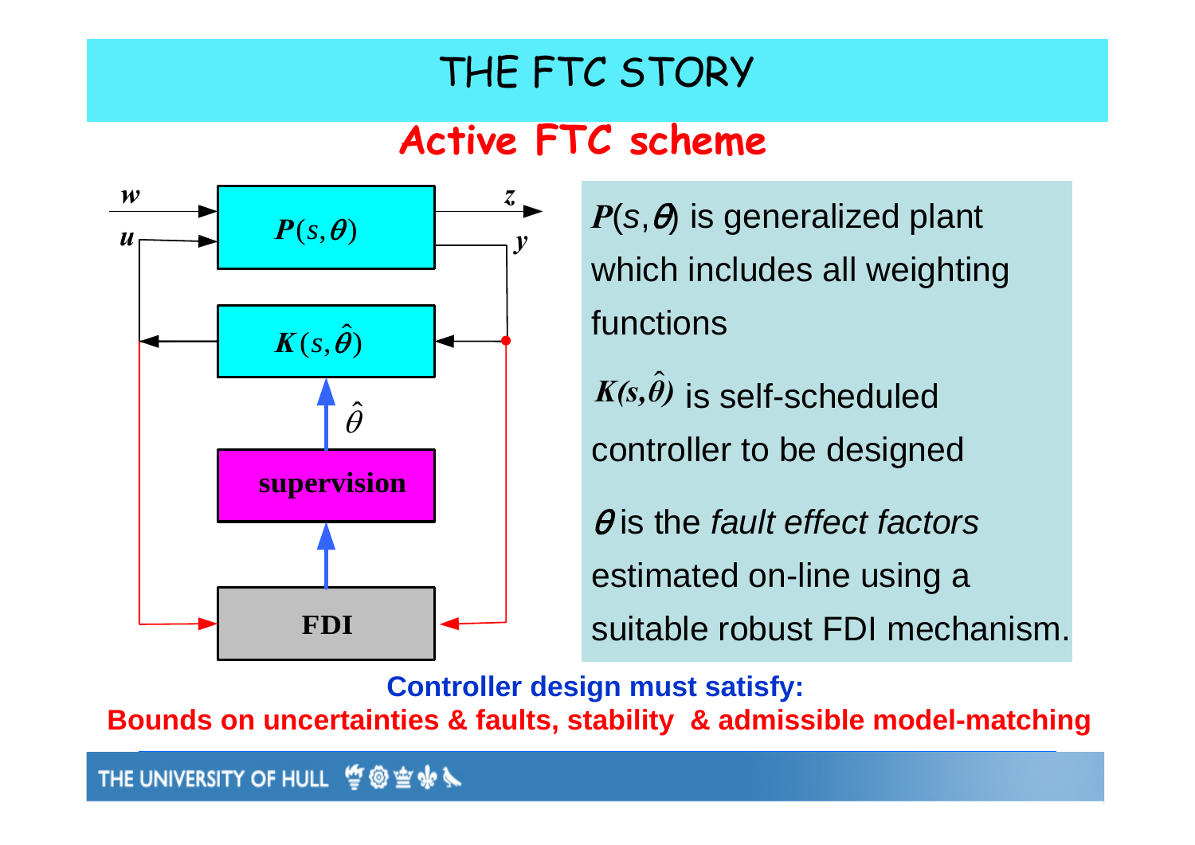# THE FTC STORY

## Active FTC scheme

$P(s,\theta)$ is generalized plant which includes all weighting functions

$K(s,\hat{\theta})$ is self-scheduled controller to be designed

$\theta$ is the *fault effect factors* estimated on-line using a suitable robust FDI mechanism.

**Controller design must satisfy:**

**Bounds on uncertainties & faults, stability & admissible model-matching**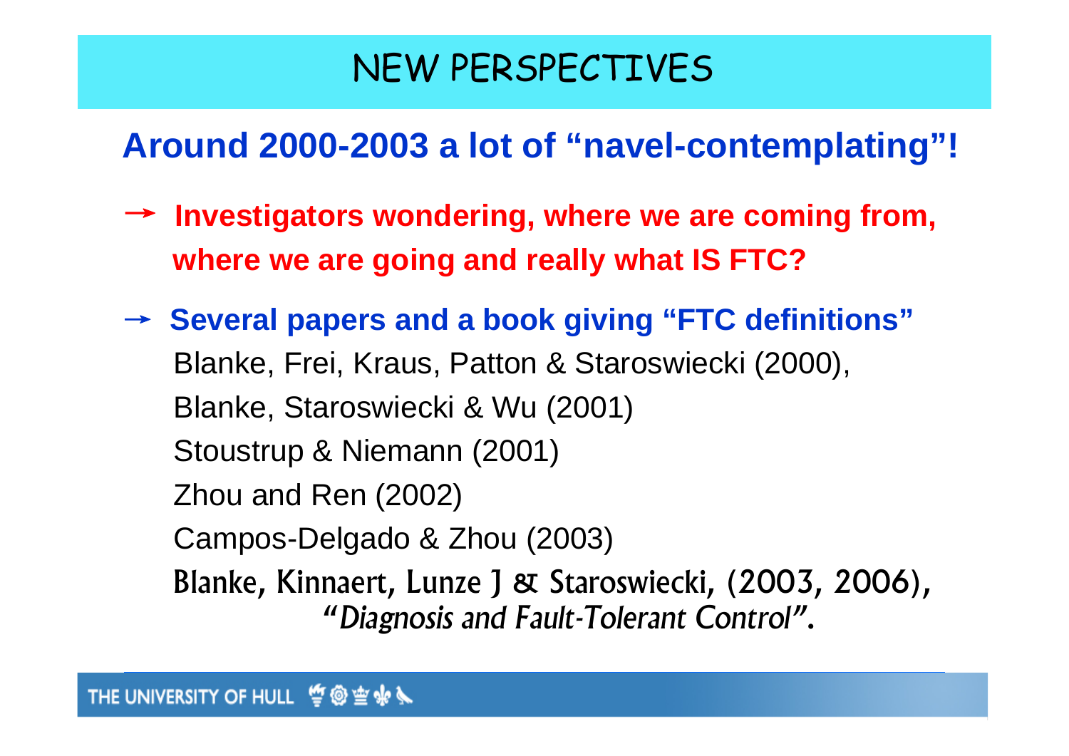# NEW PERSPECTIVES

**Around 2000-2003 a lot of "navel-contemplating"!**

→ **Investigators wondering, where we are coming from, where we are going and really what IS FTC?**

→ **Several papers and a book giving "FTC definitions"**

Blanke, Frei, Kraus, Patton & Staroswiecki (2000),
Blanke, Staroswiecki & Wu (2001)
Stoustrup & Niemann (2001)
Zhou and Ren (2002)
Campos-Delgado & Zhou (2003)
Blanke, Kinnaert, Lunze J & Staroswiecki, (2003, 2006), *"Diagnosis and Fault-Tolerant Control"*.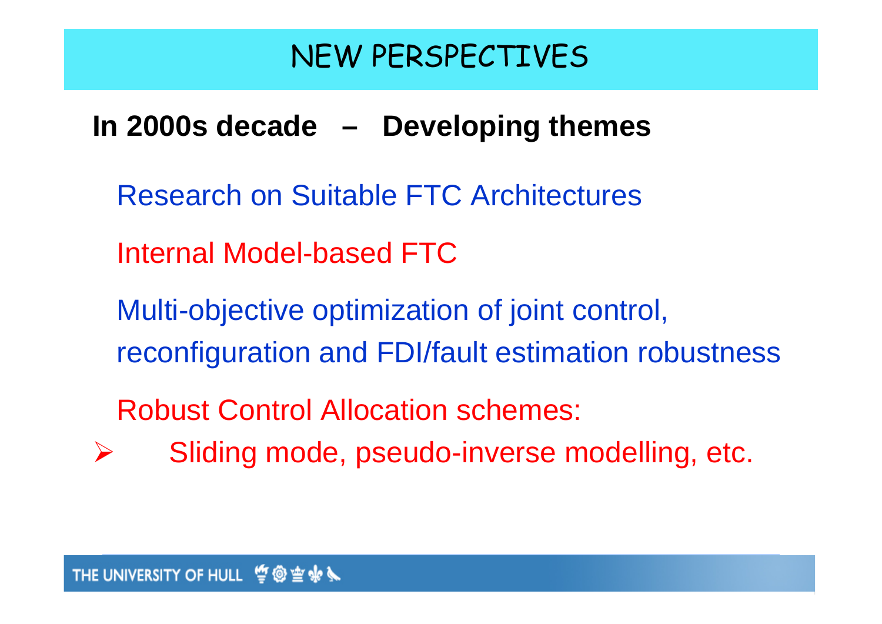# NEW PERSPECTIVES

**In 2000s decade – Developing themes**

Research on Suitable FTC Architectures

Internal Model-based FTC

Multi-objective optimization of joint control, reconfiguration and FDI/fault estimation robustness

Robust Control Allocation schemes:

- Sliding mode, pseudo-inverse modelling, etc.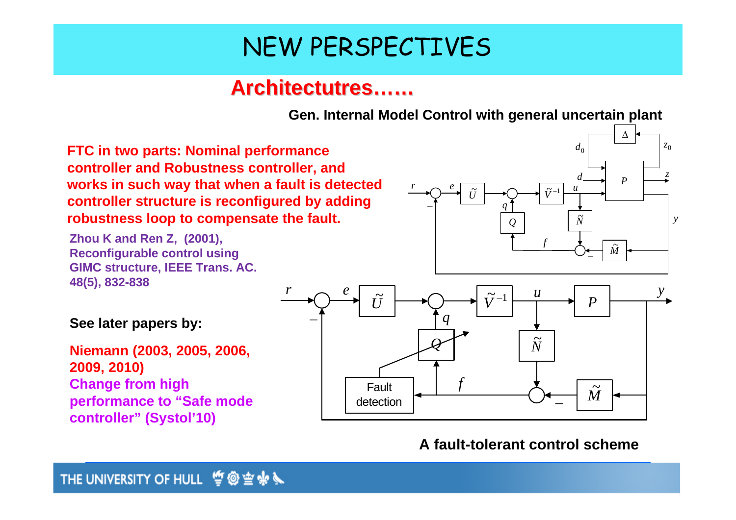# NEW PERSPECTIVES

## Architectutres……

**Gen. Internal Model Control with general uncertain plant**

**FTC in two parts: Nominal performance controller and Robustness controller, and works in such way that when a fault is detected controller structure is reconfigured by adding robustness loop to compensate the fault.**

**Zhou K and Ren Z, (2001), Reconfigurable control using GIMC structure, IEEE Trans. AC. 48(5), 832-838**

**See later papers by:**

**Niemann (2003, 2005, 2006, 2009, 2010)**

**Change from high performance to "Safe mode controller" (Systol'10)**

**A fault-tolerant control scheme**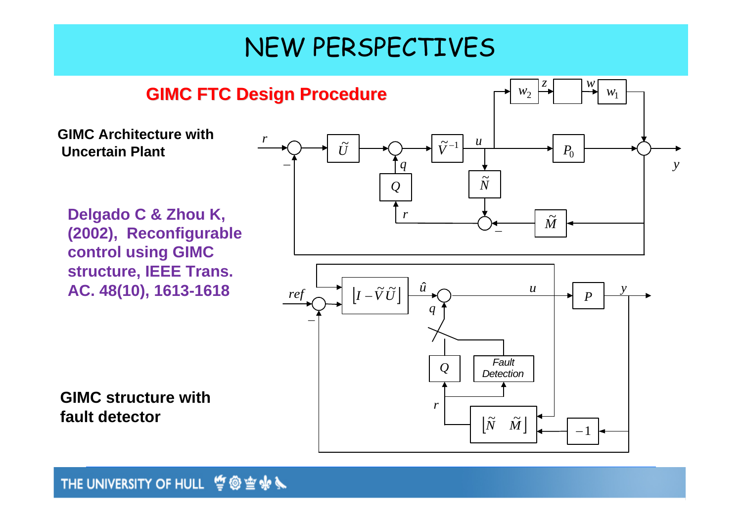# NEW PERSPECTIVES

## GIMC FTC Design Procedure

**GIMC Architecture with Uncertain Plant**

**Delgado C & Zhou K, (2002), Reconfigurable control using GIMC structure, IEEE Trans. AC. 48(10), 1613-1618**

**GIMC structure with fault detector**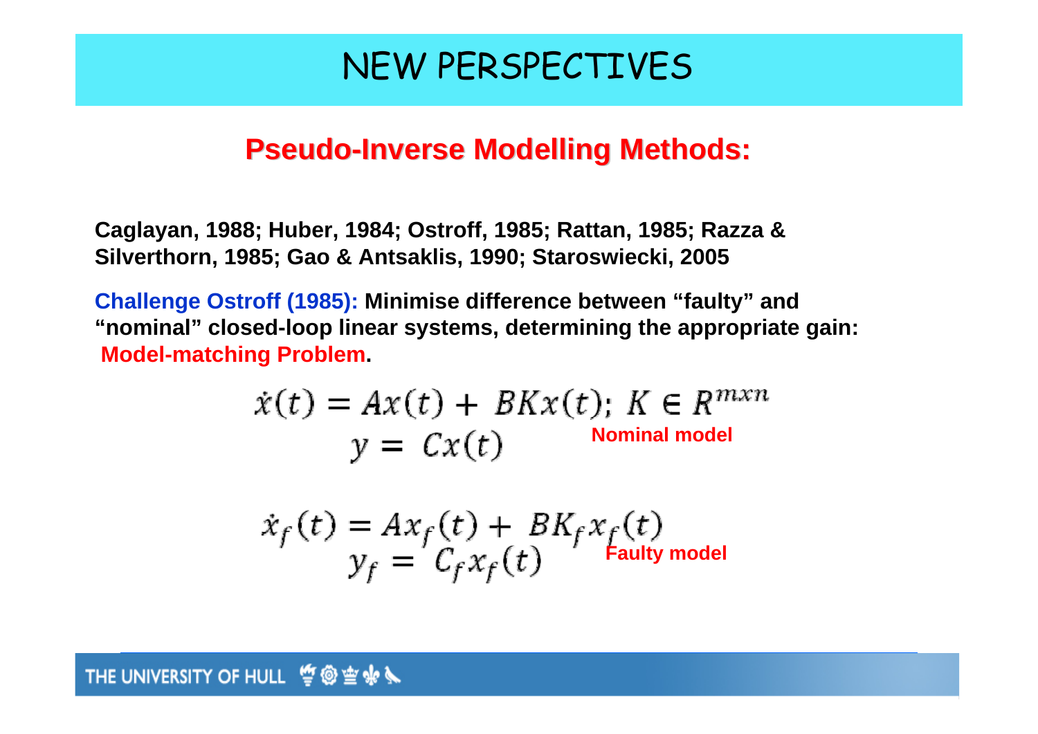# NEW PERSPECTIVES

## Pseudo-Inverse Modelling Methods:

**Caglayan, 1988; Huber, 1984; Ostroff, 1985; Rattan, 1985; Razza & Silverthorn, 1985; Gao & Antsaklis, 1990; Staroswiecki, 2005**

**Challenge Ostroff (1985): Minimise difference between "faulty" and "nominal" closed-loop linear systems, determining the appropriate gain: Model-matching Problem.**

$$\dot{x}(t) = Ax(t) + BKx(t); \; K \in R^{mxn}$$
$$y = Cx(t)$$

**Nominal model**

$$\dot{x}_f(t) = Ax_f(t) + BK_f x_f(t)$$
$$y_f = C_f x_f(t)$$

**Faulty model**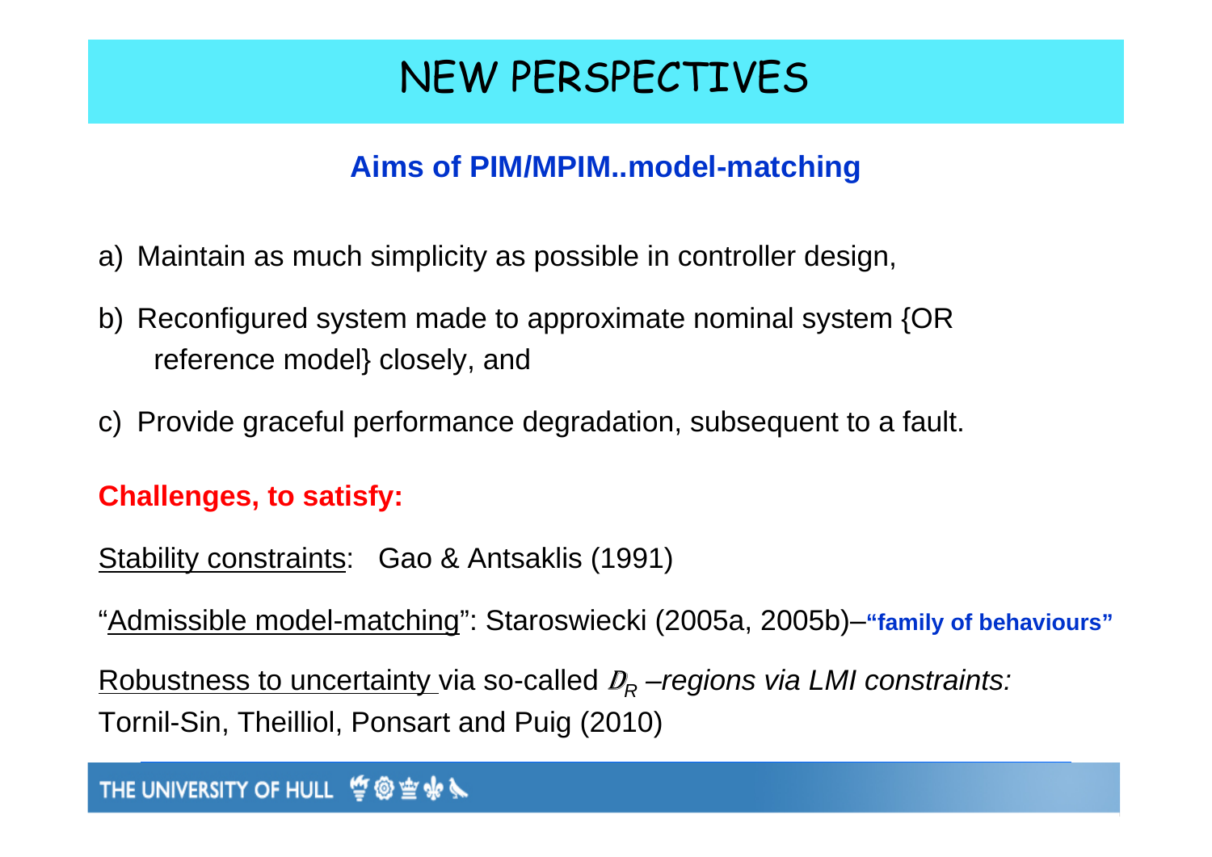# NEW PERSPECTIVES

## Aims of PIM/MPIM..model-matching

a) Maintain as much simplicity as possible in controller design,

b) Reconfigured system made to approximate nominal system {OR reference model} closely, and

c) Provide graceful performance degradation, subsequent to a fault.

**Challenges, to satisfy:**

Stability constraints: Gao & Antsaklis (1991)

"Admissible model-matching": Staroswiecki (2005a, 2005b)–**"family of behaviours"**

Robustness to uncertainty via so-called $\mathbb{D}_R$ *–regions via LMI constraints:* Tornil-Sin, Theilliol, Ponsart and Puig (2010)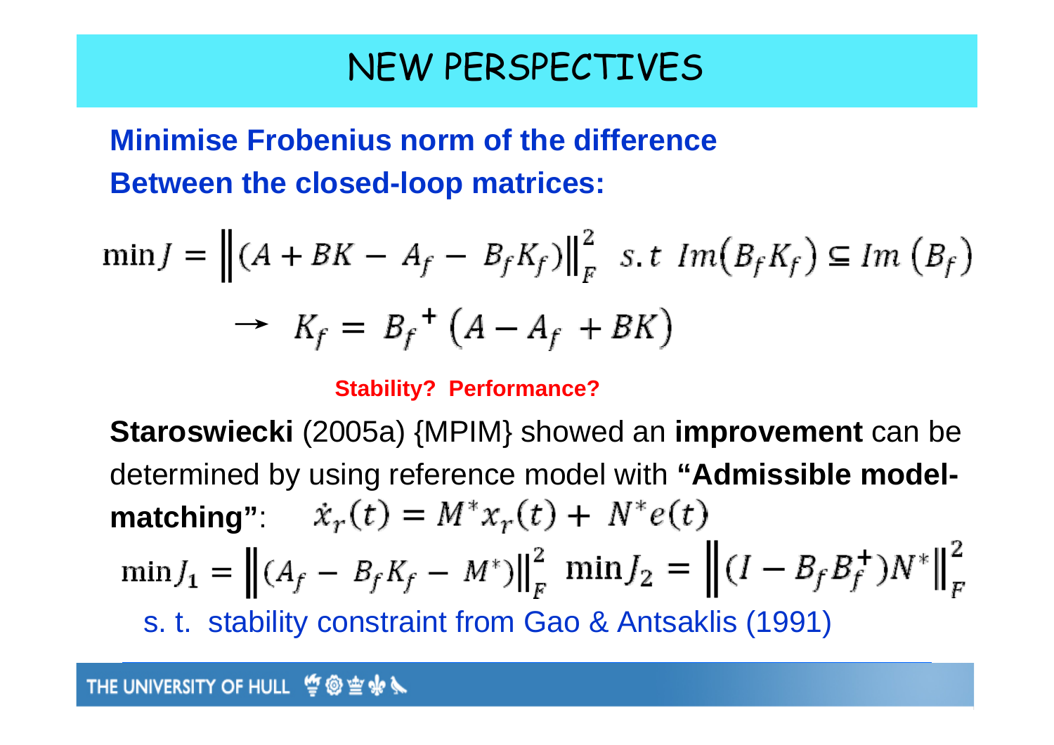# NEW PERSPECTIVES

**Minimise Frobenius norm of the difference**
**Between the closed-loop matrices:**

$$\min J = \left\|(A + BK - A_f - B_f K_f)\right\|_F^2 \;\; s.t \;\; Im\left(B_f K_f\right) \subseteq Im\left(B_f\right)$$

$$\rightarrow \;\; K_f = {B_f}^+ \left(A - A_f + BK\right)$$

**Stability? Performance?**

**Staroswiecki** (2005a) {MPIM} showed an **improvement** can be determined by using reference model with **"Admissible model-matching"**: $\dot{x}_r(t) = M^* x_r(t) + N^* e(t)$

$$\min J_1 = \left\|(A_f - B_f K_f - M^*)\right\|_F^2 \;\; \min J_2 = \left\|(I - B_f B_f^+) N^*\right\|_F^2$$

s. t. stability constraint from Gao & Antsaklis (1991)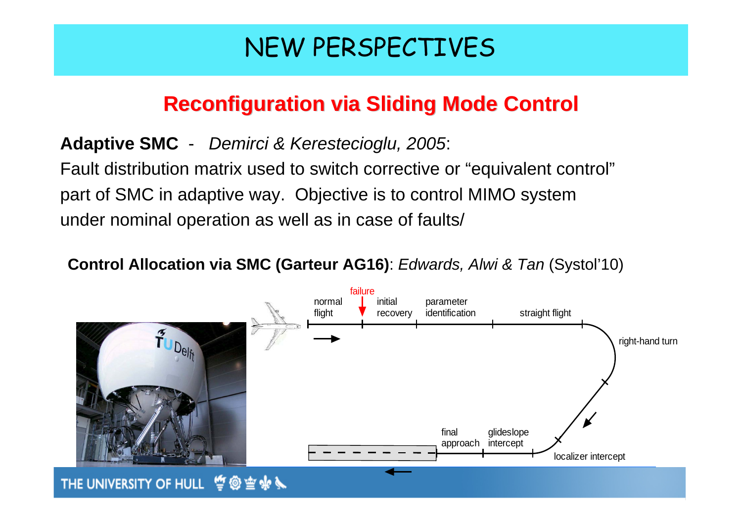# NEW PERSPECTIVES

## Reconfiguration via Sliding Mode Control

**Adaptive SMC** - *Demirci & Kerestecioglu, 2005*:

Fault distribution matrix used to switch corrective or “equivalent control” part of SMC in adaptive way. Objective is to control MIMO system under nominal operation as well as in case of faults/

**Control Allocation via SMC (Garteur AG16)**: *Edwards, Alwi & Tan* (Systol’10)

failure

normal flight | initial recovery | parameter identification | straight flight | right-hand turn | localizer intercept | glideslope intercept | final approach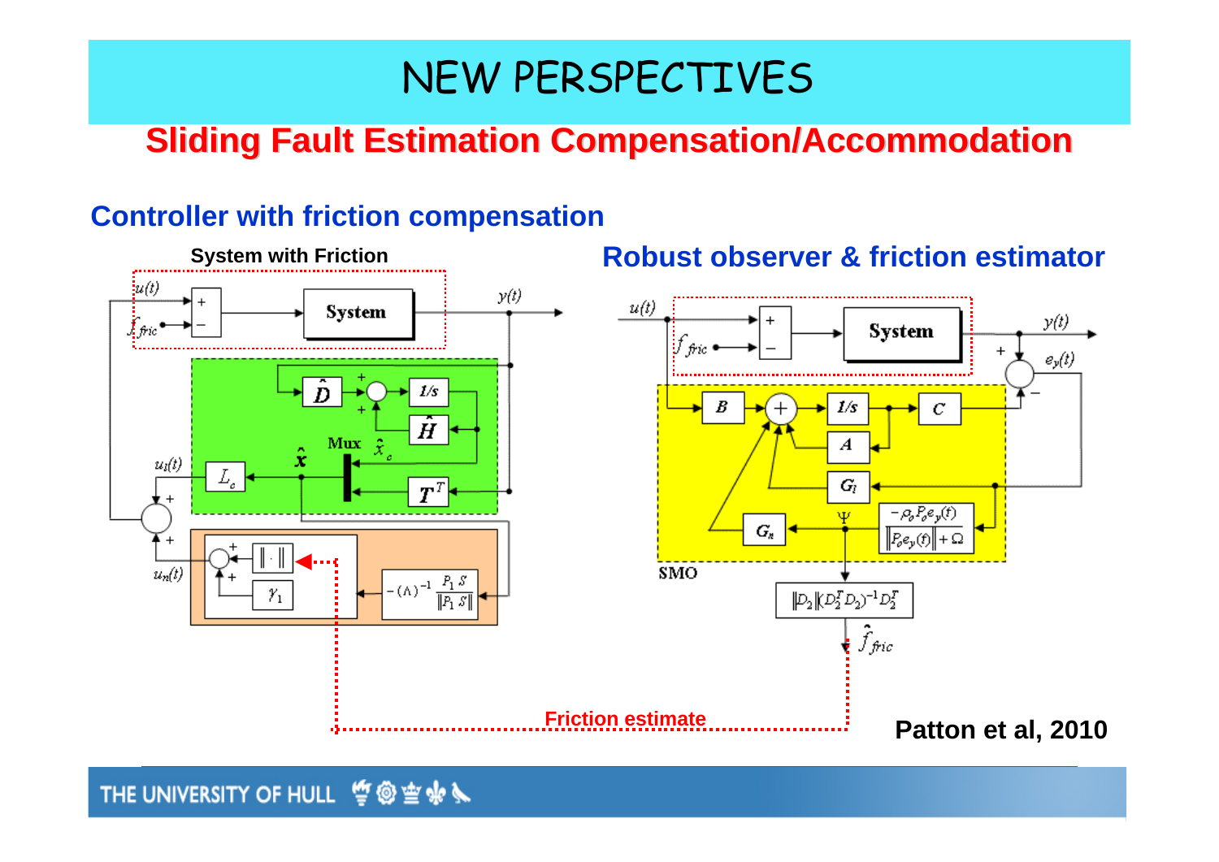# NEW PERSPECTIVES

## Sliding Fault Estimation Compensation/Accommodation

### Controller with friction compensation

**System with Friction**

### Robust observer & friction estimator

**Patton et al, 2010**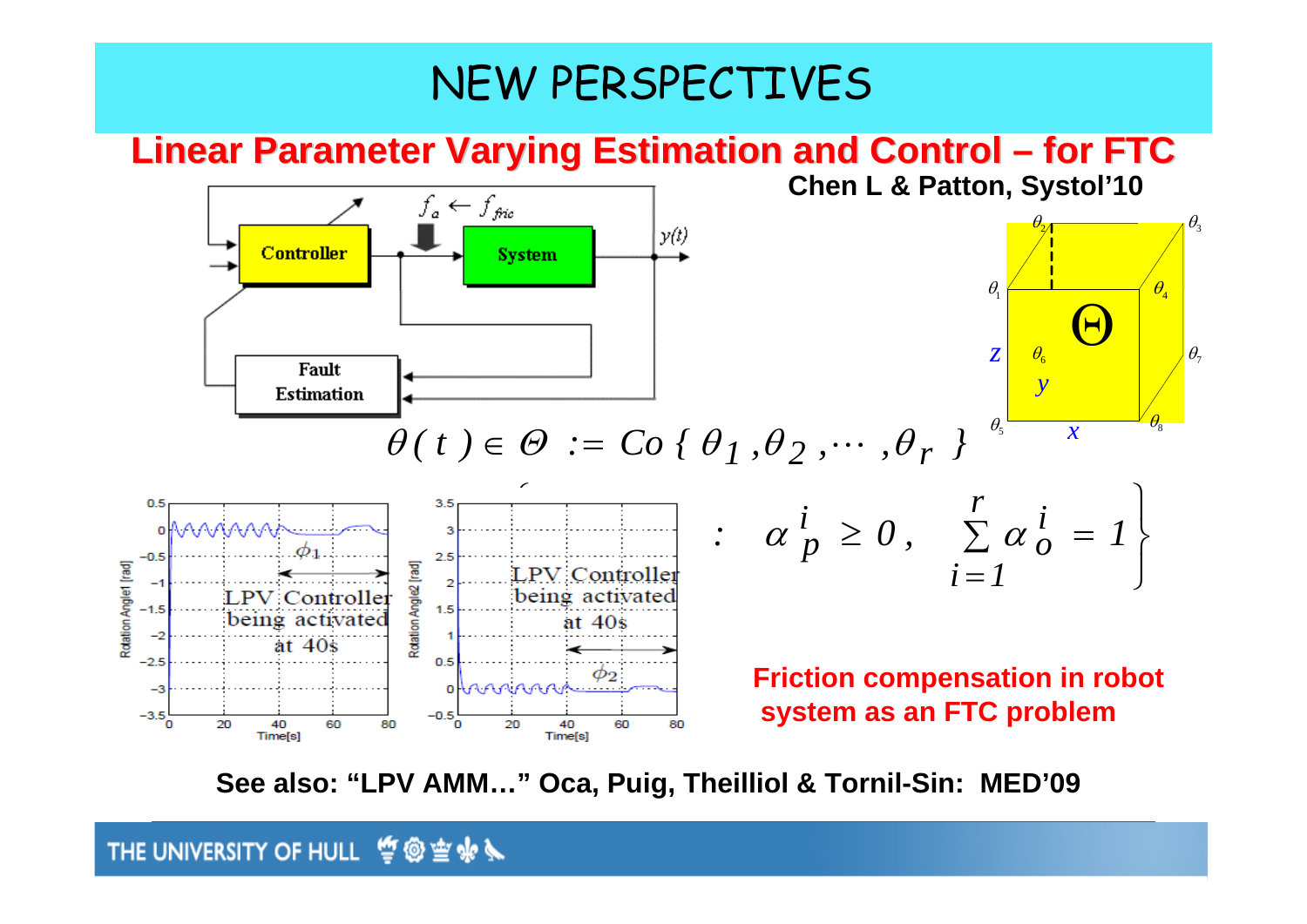# NEW PERSPECTIVES

## Linear Parameter Varying Estimation and Control – for FTC

**Chen L & Patton, Systol'10**

$$\theta(t) \in \Theta := Co\{\theta_1, \theta_2, \cdots, \theta_r\}$$

$$: \quad \alpha_p^i \geq 0, \quad \sum_{i=1}^{r} \alpha_o^i = 1 \Big\}$$

**Friction compensation in robot system as an FTC problem**

**See also: "LPV AMM…" Oca, Puig, Theilliol & Tornil-Sin: MED'09**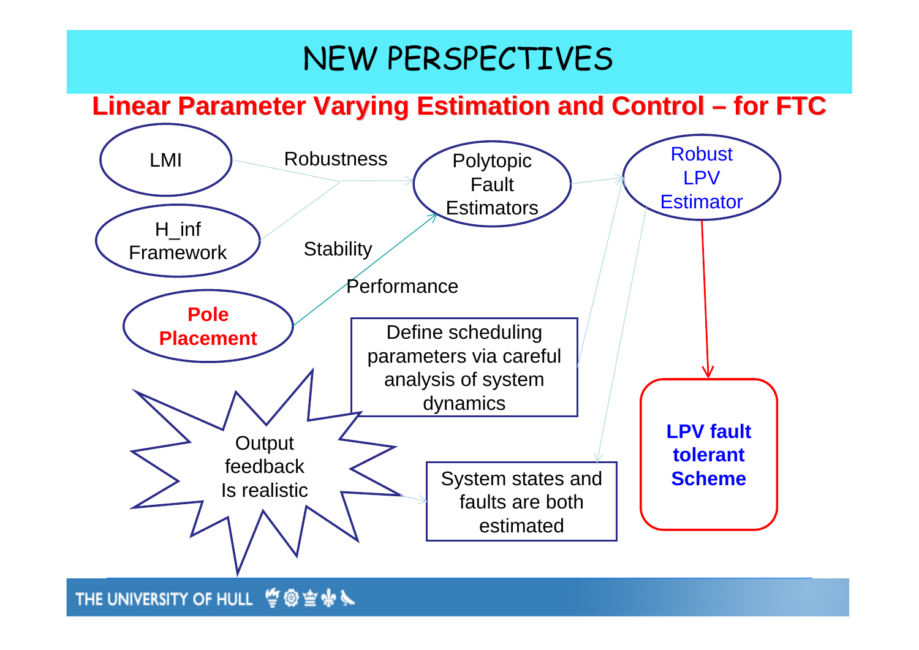# NEW PERSPECTIVES

## Linear Parameter Varying Estimation and Control – for FTC

LMI

H_inf Framework

**Pole Placement**

Robustness

Stability

Performance

Polytopic Fault Estimators

Robust LPV Estimator

**LPV fault tolerant Scheme**

Define scheduling parameters via careful analysis of system dynamics

Output feedback Is realistic

System states and faults are both estimated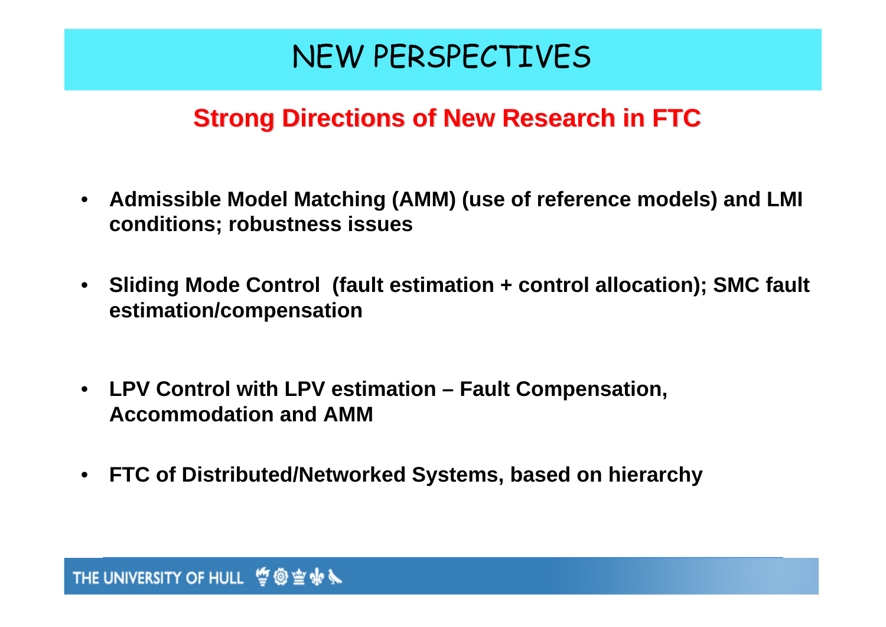# NEW PERSPECTIVES

## Strong Directions of New Research in FTC

- **Admissible Model Matching (AMM) (use of reference models) and LMI conditions; robustness issues**
- **Sliding Mode Control (fault estimation + control allocation); SMC fault estimation/compensation**
- **LPV Control with LPV estimation – Fault Compensation, Accommodation and AMM**
- **FTC of Distributed/Networked Systems, based on hierarchy**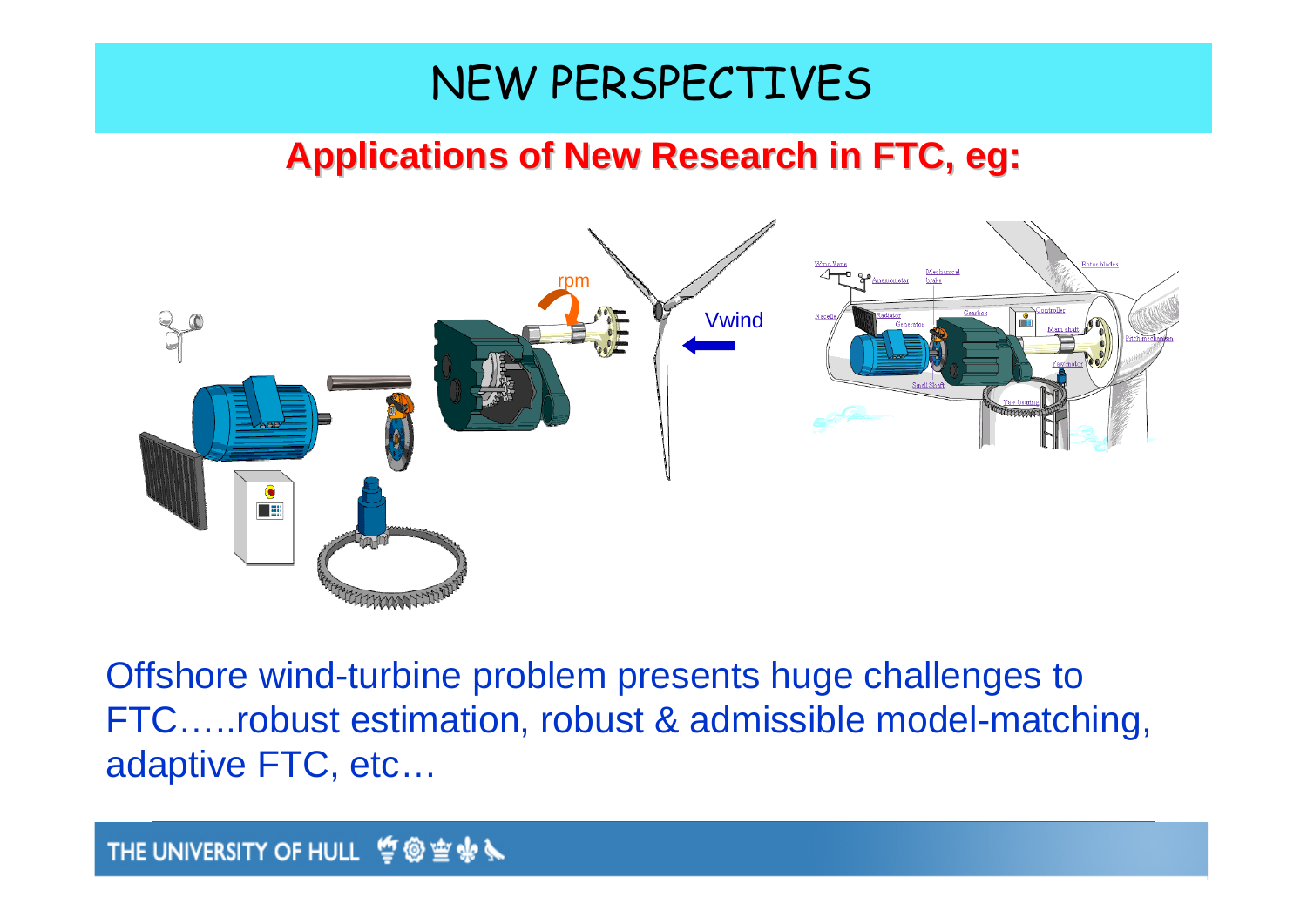# NEW PERSPECTIVES

## Applications of New Research in FTC, eg:

Offshore wind-turbine problem presents huge challenges to FTC…..robust estimation, robust & admissible model-matching, adaptive FTC, etc…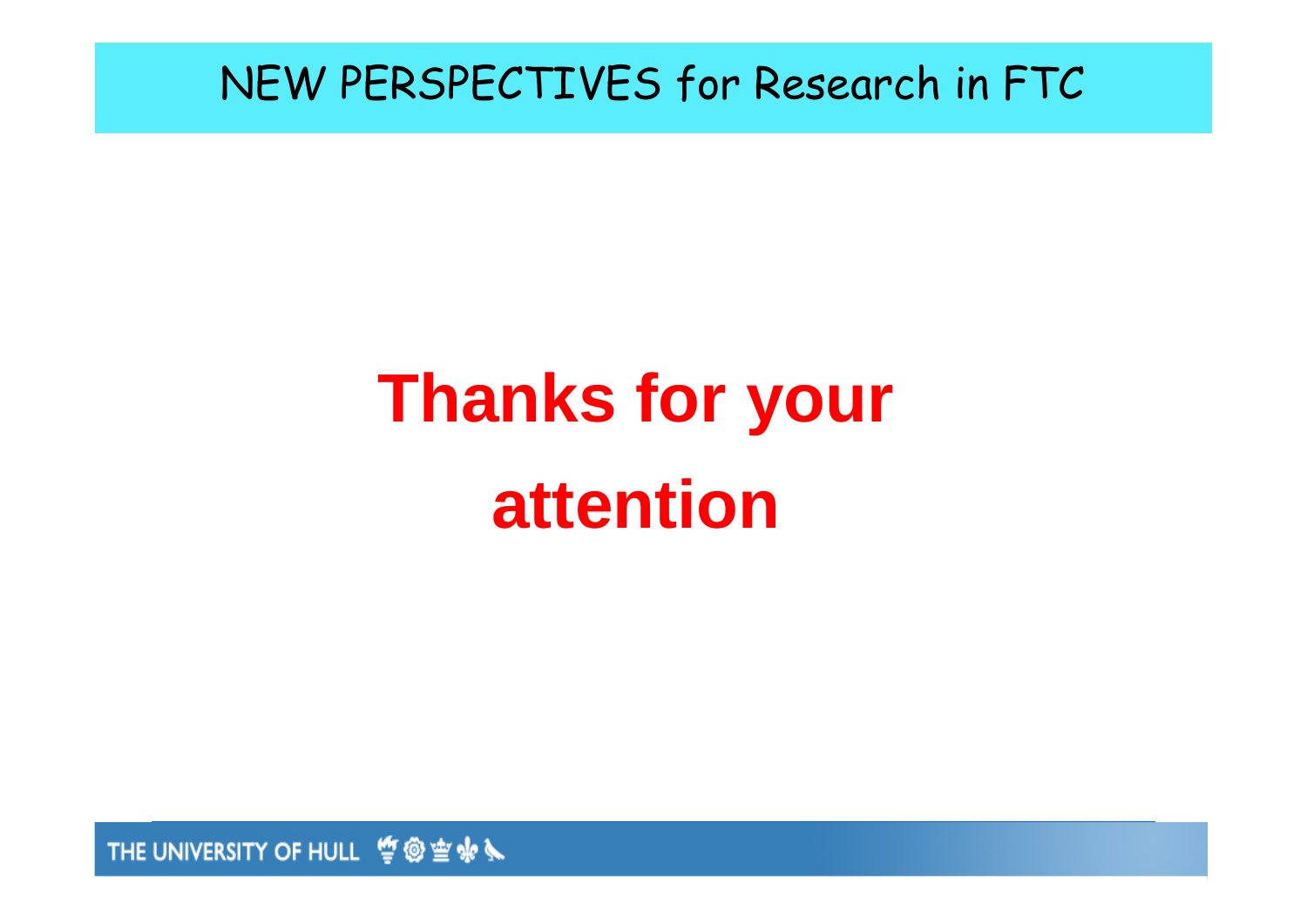# Thanks for your attention